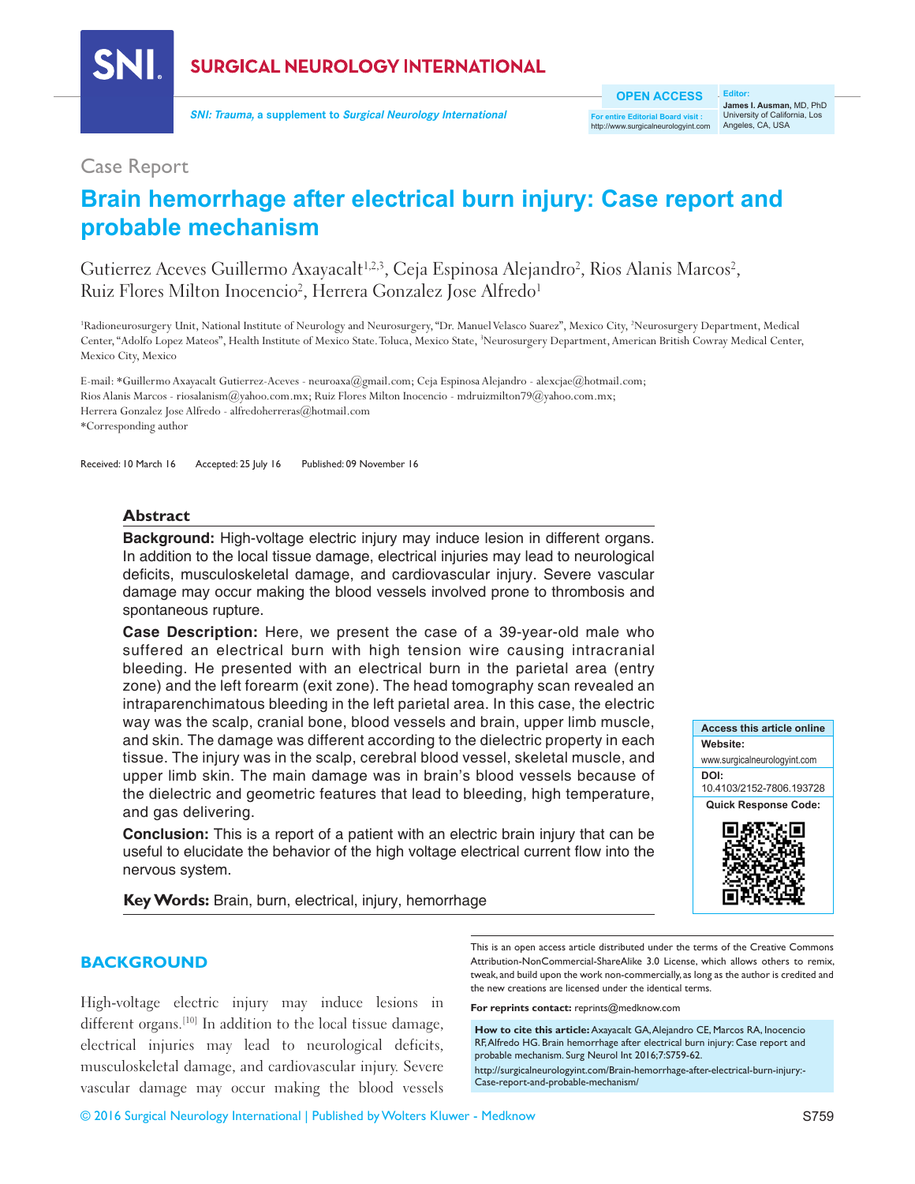Case Report

# Brain hemorrhage after electrical burn injury: Case report and probable mechanism

Gutierrez Aceves Guillermo Axayacalt[1,2,3], Ceja Espinosa Alejandro[2], Rios Alanis Marcos[2], Ruiz Flores Milton Inocencio[2], Herrera Gonzalez Jose Alfredo[1]

[1]Radioneurosurgery Unit, National Institute of Neurology and Neurosurgery, "Dr. Manuel Velasco Suarez", Mexico City, [2]Neurosurgery Department, Medical Center, "Adolfo Lopez Mateos", Health Institute of Mexico State. Toluca, Mexico State, [3]Neurosurgery Department, American British Cowray Medical Center, Mexico City, Mexico

E-mail: *Guillermo Axayacalt Gutierrez-Aceves - neuroaxa@gmail.com; Ceja Espinosa Alejandro - alexcjae@hotmail.com; Rios Alanis Marcos - riosalanism@yahoo.com.mx; Ruiz Flores Milton Inocencio - mdruizmilton79@yahoo.com.mx; Herrera Gonzalez Jose Alfredo - alfredoherreras@hotmail.com
*Corresponding author

Received: 10 March 16 Accepted: 25 July 16 Published: 09 November 16

## Abstract

**Background:** High-voltage electric injury may induce lesion in different organs. In addition to the local tissue damage, electrical injuries may lead to neurological deficits, musculoskeletal damage, and cardiovascular injury. Severe vascular damage may occur making the blood vessels involved prone to thrombosis and spontaneous rupture.

**Case Description:** Here, we present the case of a 39-year-old male who suffered an electrical burn with high tension wire causing intracranial bleeding. He presented with an electrical burn in the parietal area (entry zone) and the left forearm (exit zone). The head tomography scan revealed an intraparenchimatous bleeding in the left parietal area. In this case, the electric way was the scalp, cranial bone, blood vessels and brain, upper limb muscle, and skin. The damage was different according to the dielectric property in each tissue. The injury was in the scalp, cerebral blood vessel, skeletal muscle, and upper limb skin. The main damage was in brain's blood vessels because of the dielectric and geometric features that lead to bleeding, high temperature, and gas delivering.

**Conclusion:** This is a report of a patient with an electric brain injury that can be useful to elucidate the behavior of the high voltage electrical current flow into the nervous system.

**Key Words:** Brain, burn, electrical, injury, hemorrhage

| Access this article online |
|---|
| **Website:** www.surgicalneurologyint.com |
| **DOI:** 10.4103/2152-7806.193728 |
| **Quick Response Code:** |

## BACKGROUND

High-voltage electric injury may induce lesions in different organs.[10] In addition to the local tissue damage, electrical injuries may lead to neurological deficits, musculoskeletal damage, and cardiovascular injury. Severe vascular damage may occur making the blood vessels

This is an open access article distributed under the terms of the Creative Commons Attribution-NonCommercial-ShareAlike 3.0 License, which allows others to remix, tweak, and build upon the work non-commercially, as long as the author is credited and the new creations are licensed under the identical terms.

**For reprints contact:** reprints@medknow.com

**How to cite this article:** Axayacalt GA, Alejandro CE, Marcos RA, Inocencio RF, Alfredo HG. Brain hemorrhage after electrical burn injury: Case report and probable mechanism. Surg Neurol Int 2016;7:S759-62.
http://surgicalneurologyint.com/Brain-hemorrhage-after-electrical-burn-injury:-Case-report-and-probable-mechanism/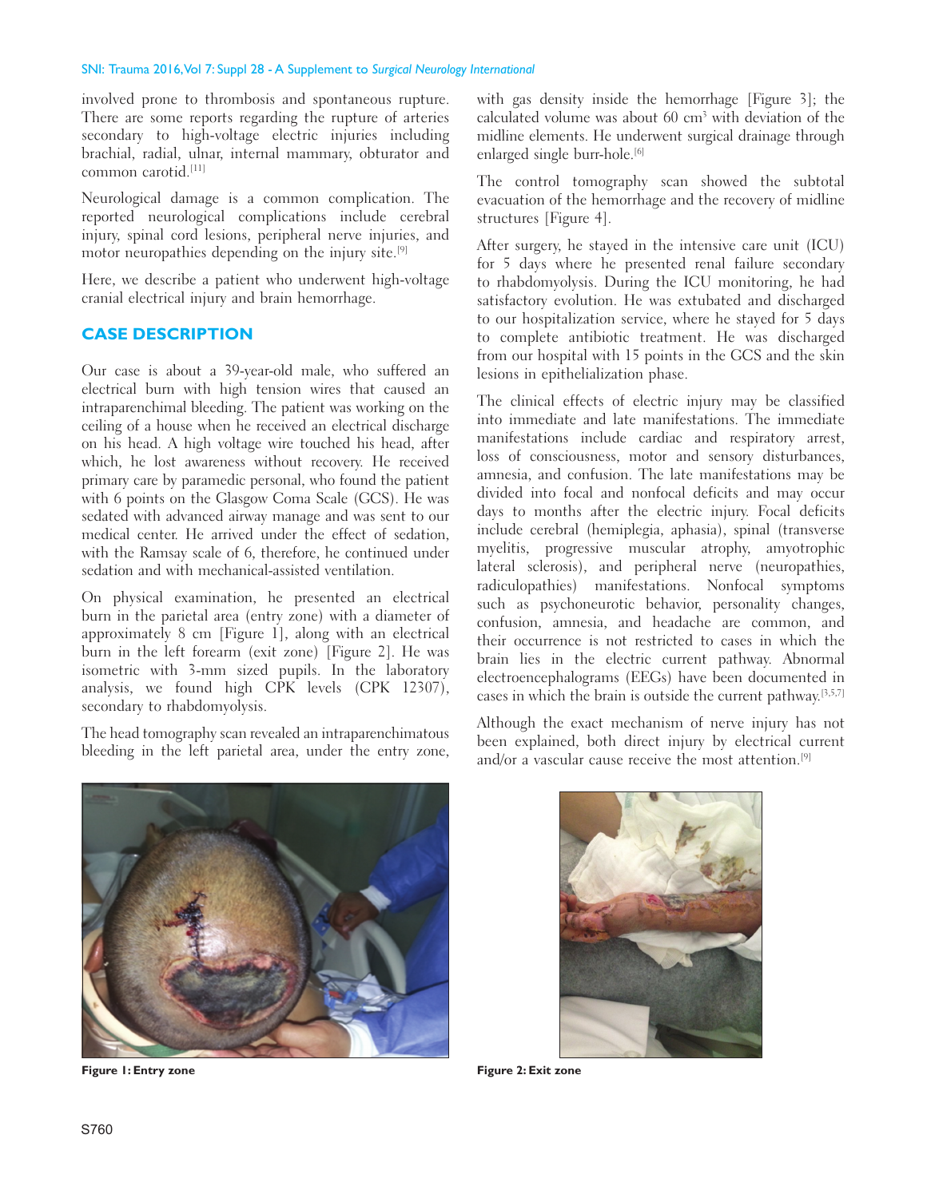involved prone to thrombosis and spontaneous rupture. There are some reports regarding the rupture of arteries secondary to high-voltage electric injuries including brachial, radial, ulnar, internal mammary, obturator and common carotid.[11]

Neurological damage is a common complication. The reported neurological complications include cerebral injury, spinal cord lesions, peripheral nerve injuries, and motor neuropathies depending on the injury site.[9]

Here, we describe a patient who underwent high-voltage cranial electrical injury and brain hemorrhage.

## CASE DESCRIPTION

Our case is about a 39-year-old male, who suffered an electrical burn with high tension wires that caused an intraparenchimal bleeding. The patient was working on the ceiling of a house when he received an electrical discharge on his head. A high voltage wire touched his head, after which, he lost awareness without recovery. He received primary care by paramedic personal, who found the patient with 6 points on the Glasgow Coma Scale (GCS). He was sedated with advanced airway manage and was sent to our medical center. He arrived under the effect of sedation, with the Ramsay scale of 6, therefore, he continued under sedation and with mechanical-assisted ventilation.

On physical examination, he presented an electrical burn in the parietal area (entry zone) with a diameter of approximately 8 cm [Figure 1], along with an electrical burn in the left forearm (exit zone) [Figure 2]. He was isometric with 3-mm sized pupils. In the laboratory analysis, we found high CPK levels (CPK 12307), secondary to rhabdomyolysis.

The head tomography scan revealed an intraparenchimatous bleeding in the left parietal area, under the entry zone, with gas density inside the hemorrhage [Figure 3]; the calculated volume was about 60 cm$^3$ with deviation of the midline elements. He underwent surgical drainage through enlarged single burr-hole.[6]

The control tomography scan showed the subtotal evacuation of the hemorrhage and the recovery of midline structures [Figure 4].

After surgery, he stayed in the intensive care unit (ICU) for 5 days where he presented renal failure secondary to rhabdomyolysis. During the ICU monitoring, he had satisfactory evolution. He was extubated and discharged to our hospitalization service, where he stayed for 5 days to complete antibiotic treatment. He was discharged from our hospital with 15 points in the GCS and the skin lesions in epithelialization phase.

The clinical effects of electric injury may be classified into immediate and late manifestations. The immediate manifestations include cardiac and respiratory arrest, loss of consciousness, motor and sensory disturbances, amnesia, and confusion. The late manifestations may be divided into focal and nonfocal deficits and may occur days to months after the electric injury. Focal deficits include cerebral (hemiplegia, aphasia), spinal (transverse myelitis, progressive muscular atrophy, amyotrophic lateral sclerosis), and peripheral nerve (neuropathies, radiculopathies) manifestations. Nonfocal symptoms such as psychoneurotic behavior, personality changes, confusion, amnesia, and headache are common, and their occurrence is not restricted to cases in which the brain lies in the electric current pathway. Abnormal electroencephalograms (EEGs) have been documented in cases in which the brain is outside the current pathway.[3,5,7]

Although the exact mechanism of nerve injury has not been explained, both direct injury by electrical current and/or a vascular cause receive the most attention.[9]

**Figure 1: Entry zone**

**Figure 2: Exit zone**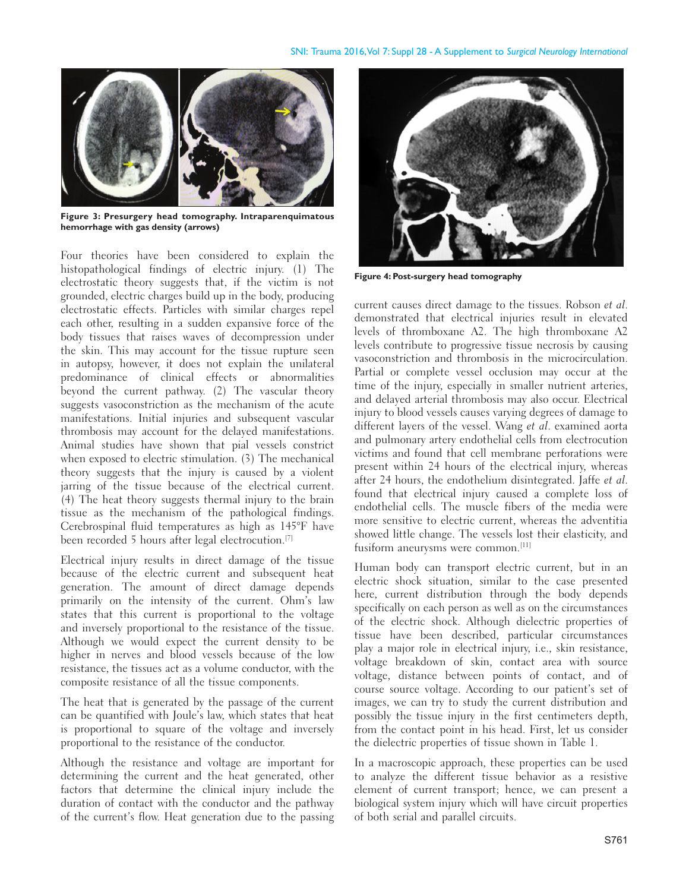Figure 3: Presurgery head tomography. Intraparenquimatous hemorrhage with gas density (arrows)

Four theories have been considered to explain the histopathological findings of electric injury. (1) The electrostatic theory suggests that, if the victim is not grounded, electric charges build up in the body, producing electrostatic effects. Particles with similar charges repel each other, resulting in a sudden expansive force of the body tissues that raises waves of decompression under the skin. This may account for the tissue rupture seen in autopsy, however, it does not explain the unilateral predominance of clinical effects or abnormalities beyond the current pathway. (2) The vascular theory suggests vasoconstriction as the mechanism of the acute manifestations. Initial injuries and subsequent vascular thrombosis may account for the delayed manifestations. Animal studies have shown that pial vessels constrict when exposed to electric stimulation. (3) The mechanical theory suggests that the injury is caused by a violent jarring of the tissue because of the electrical current. (4) The heat theory suggests thermal injury to the brain tissue as the mechanism of the pathological findings. Cerebrospinal fluid temperatures as high as 145°F have been recorded 5 hours after legal electrocution.[7]

Electrical injury results in direct damage of the tissue because of the electric current and subsequent heat generation. The amount of direct damage depends primarily on the intensity of the current. Ohm's law states that this current is proportional to the voltage and inversely proportional to the resistance of the tissue. Although we would expect the current density to be higher in nerves and blood vessels because of the low resistance, the tissues act as a volume conductor, with the composite resistance of all the tissue components.

The heat that is generated by the passage of the current can be quantified with Joule's law, which states that heat is proportional to square of the voltage and inversely proportional to the resistance of the conductor.

Although the resistance and voltage are important for determining the current and the heat generated, other factors that determine the clinical injury include the duration of contact with the conductor and the pathway of the current's flow. Heat generation due to the passing current causes direct damage to the tissues. Robson *et al*. demonstrated that electrical injuries result in elevated levels of thromboxane A2. The high thromboxane A2 levels contribute to progressive tissue necrosis by causing vasoconstriction and thrombosis in the microcirculation. Partial or complete vessel occlusion may occur at the time of the injury, especially in smaller nutrient arteries, and delayed arterial thrombosis may also occur. Electrical injury to blood vessels causes varying degrees of damage to different layers of the vessel. Wang *et al*. examined aorta and pulmonary artery endothelial cells from electrocution victims and found that cell membrane perforations were present within 24 hours of the electrical injury, whereas after 24 hours, the endothelium disintegrated. Jaffe *et al*. found that electrical injury caused a complete loss of endothelial cells. The muscle fibers of the media were more sensitive to electric current, whereas the adventitia showed little change. The vessels lost their elasticity, and fusiform aneurysms were common.[11]

Figure 4: Post-surgery head tomography

Human body can transport electric current, but in an electric shock situation, similar to the case presented here, current distribution through the body depends specifically on each person as well as on the circumstances of the electric shock. Although dielectric properties of tissue have been described, particular circumstances play a major role in electrical injury, i.e., skin resistance, voltage breakdown of skin, contact area with source voltage, distance between points of contact, and of course source voltage. According to our patient's set of images, we can try to study the current distribution and possibly the tissue injury in the first centimeters depth, from the contact point in his head. First, let us consider the dielectric properties of tissue shown in Table 1.

In a macroscopic approach, these properties can be used to analyze the different tissue behavior as a resistive element of current transport; hence, we can present a biological system injury which will have circuit properties of both serial and parallel circuits.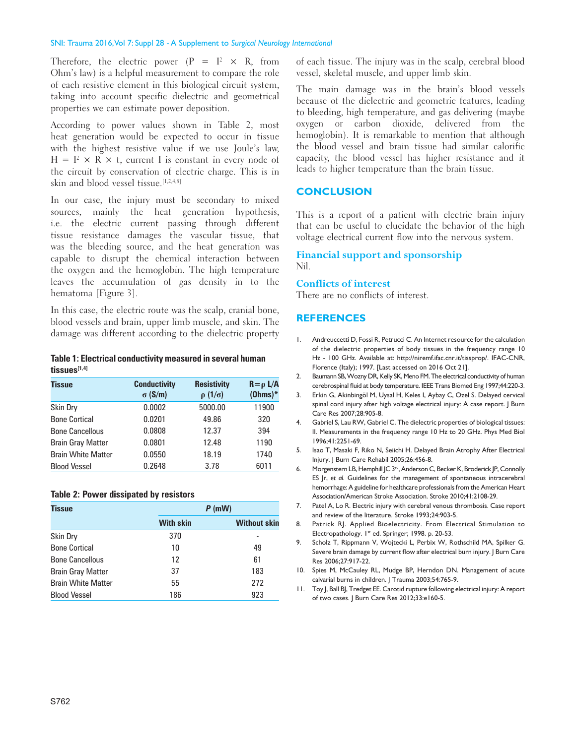Therefore, the electric power ($P = I^2 \times R$, from Ohm's law) is a helpful measurement to compare the role of each resistive element in this biological circuit system, taking into account specific dielectric and geometrical properties we can estimate power deposition.

According to power values shown in Table 2, most heat generation would be expected to occur in tissue with the highest resistive value if we use Joule's law, $H = I^2 \times R \times t$, current I is constant in every node of the circuit by conservation of electric charge. This is in skin and blood vessel tissue.[1,2,4,8]

In our case, the injury must be secondary to mixed sources, mainly the heat generation hypothesis, i.e. the electric current passing through different tissue resistance damages the vascular tissue, that was the bleeding source, and the heat generation was capable to disrupt the chemical interaction between the oxygen and the hemoglobin. The high temperature leaves the accumulation of gas density in to the hematoma [Figure 3].

In this case, the electric route was the scalp, cranial bone, blood vessels and brain, upper limb muscle, and skin. The damage was different according to the dielectric property of each tissue. The injury was in the scalp, cerebral blood vessel, skeletal muscle, and upper limb skin.

**Table 1: Electrical conductivity measured in several human tissues[1,4]**

| Tissue | Conductivity σ (S/m) | Resistivity ρ (1/σ) | R=ρ L/A (Ohms)* |
|---|---|---|---|
| Skin Dry | 0.0002 | 5000.00 | 11900 |
| Bone Cortical | 0.0201 | 49.86 | 320 |
| Bone Cancellous | 0.0808 | 12.37 | 394 |
| Brain Gray Matter | 0.0801 | 12.48 | 1190 |
| Brain White Matter | 0.0550 | 18.19 | 1740 |
| Blood Vessel | 0.2648 | 3.78 | 6011 |

**Table 2: Power dissipated by resistors**

| Tissue | P (mW) | |
|---|---|---|
| | With skin | Without skin |
| Skin Dry | 370 | - |
| Bone Cortical | 10 | 49 |
| Bone Cancellous | 12 | 61 |
| Brain Gray Matter | 37 | 183 |
| Brain White Matter | 55 | 272 |
| Blood Vessel | 186 | 923 |

The main damage was in the brain's blood vessels because of the dielectric and geometric features, leading to bleeding, high temperature, and gas delivering (maybe oxygen or carbon dioxide, delivered from the hemoglobin). It is remarkable to mention that although the blood vessel and brain tissue had similar calorific capacity, the blood vessel has higher resistance and it leads to higher temperature than the brain tissue.

## CONCLUSION

This is a report of a patient with electric brain injury that can be useful to elucidate the behavior of the high voltage electrical current flow into the nervous system.

### Financial support and sponsorship

Nil.

### Conflicts of interest

There are no conflicts of interest.

## REFERENCES

1. Andreuccetti D, Fossi R, Petrucci C. An Internet resource for the calculation of the dielectric properties of body tissues in the frequency range 10 Hz - 100 GHz. Available at: http://niremf.ifac.cnr.it/tissprop/. IFAC-CNR, Florence (Italy); 1997. [Last accessed on 2016 Oct 21].
2. Baumann SB, Wozny DR, Kelly SK, Meno FM. The electrical conductivity of human cerebrospinal fluid at body temperature. IEEE Trans Biomed Eng 1997;44:220-3.
3. Erkin G, Akinbingöl M, Uysal H, Keles I, Aybay C, Ozel S. Delayed cervical spinal cord injury after high voltage electrical injury: A case report. J Burn Care Res 2007;28:905-8.
4. Gabriel S, Lau RW, Gabriel C. The dielectric properties of biological tissues: II. Measurements in the frequency range 10 Hz to 20 GHz. Phys Med Biol 1996;41:2251-69.
5. Isao T, Masaki F, Riko N, Seiichi H. Delayed Brain Atrophy After Electrical Injury. J Burn Care Rehabil 2005;26:456-8.
6. Morgenstern LB, Hemphill JC 3rd, Anderson C, Becker K, Broderick JP, Connolly ES Jr, *et al.* Guidelines for the management of spontaneous intracerebral hemorrhage: A guideline for healthcare professionals from the American Heart Association/American Stroke Association. Stroke 2010;41:2108-29.
7. Patel A, Lo R. Electric injury with cerebral venous thrombosis. Case report and review of the literature. Stroke 1993;24:903-5.
8. Patrick RJ. Applied Bioelectricity. From Electrical Stimulation to Electropathology. 1st ed. Springer; 1998. p. 20-53.
9. Scholz T, Rippmann V, Wojtecki L, Perbix W, Rothschild MA, Spilker G. Severe brain damage by current flow after electrical burn injury. J Burn Care Res 2006;27:917-22.
10. Spies M, McCauley RL, Mudge BP, Herndon DN. Management of acute calvarial burns in children. J Trauma 2003;54:765-9.
11. Toy J, Ball BJ, Tredget EE. Carotid rupture following electrical injury: A report of two cases. J Burn Care Res 2012;33:e160-5.